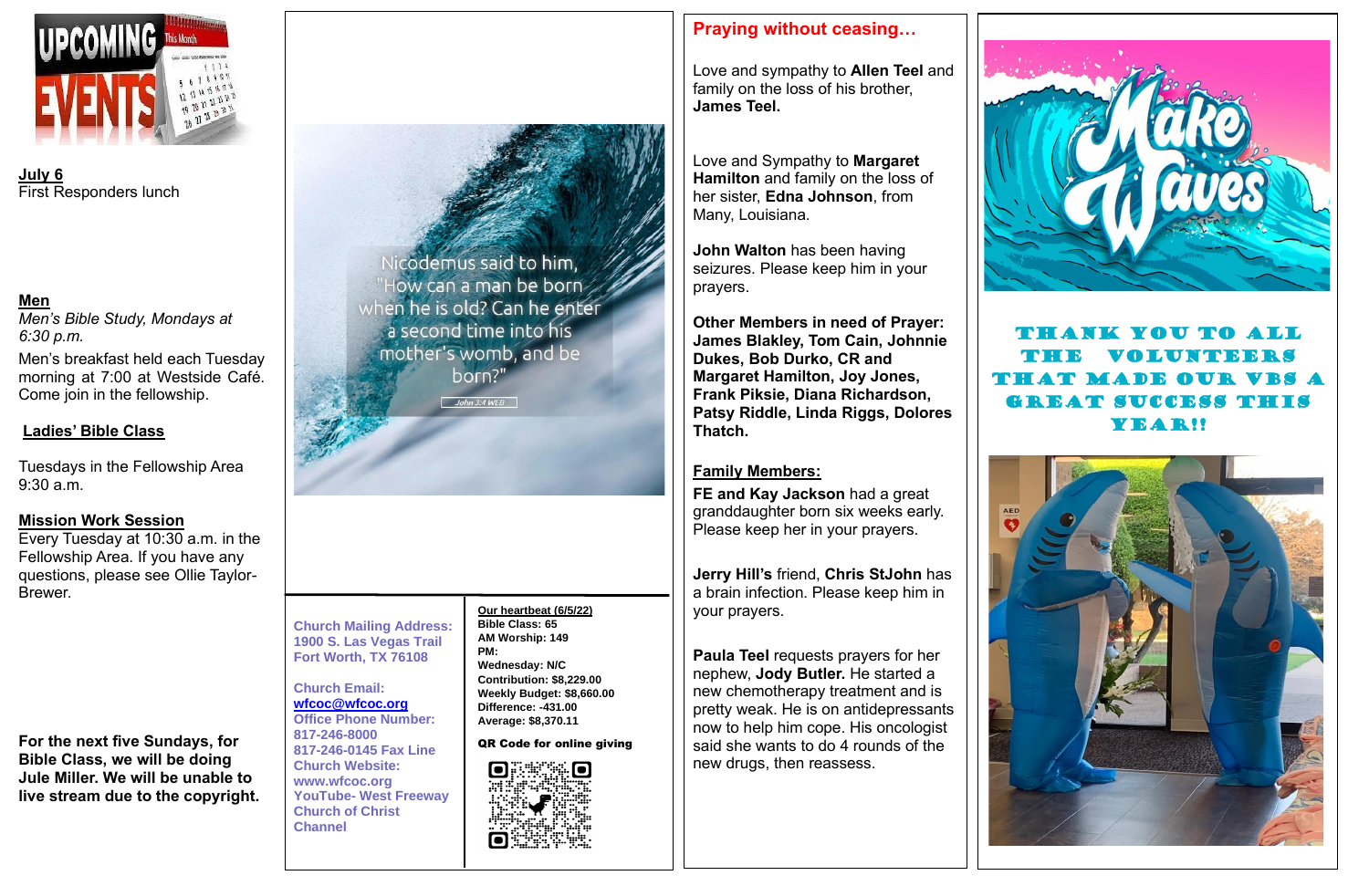## Upcoming Events

**July 6**
First Responders lunch

**Men**
*Men's Bible Study, Mondays at 6:30 p.m.*

Men's breakfast held each Tuesday morning at 7:00 at Westside Café. Come join in the fellowship.

**Ladies' Bible Class**

Tuesdays in the Fellowship Area 9:30 a.m.

**Mission Work Session**
Every Tuesday at 10:30 a.m. in the Fellowship Area. If you have any questions, please see Ollie Taylor-Brewer.

**For the next five Sundays, for Bible Class, we will be doing Jule Miller. We will be unable to live stream due to the copyright.**

Nicodemus said to him, "How can a man be born when he is old? Can he enter a second time into his mother's womb, and be born?"
John 3:4 WEB

**Church Mailing Address:**
1900 S. Las Vegas Trail
Fort Worth, TX 76108

**Church Email:**
wfcoc@wfcoc.org
**Office Phone Number:**
817-246-8000
817-246-0145 Fax Line
**Church Website:**
www.wfcoc.org
**YouTube- West Freeway Church of Christ Channel**

**Our heartbeat (6/5/22)**
**Bible Class: 65**
**AM Worship: 149**
**PM:**
**Wednesday: N/C**
**Contribution: $8,229.00**
**Weekly Budget: $8,660.00**
**Difference: -431.00**
**Average: $8,370.11**

**QR Code for online giving**

## Praying without ceasing…

Love and sympathy to **Allen Teel** and family on the loss of his brother, **James Teel.**

Love and Sympathy to **Margaret Hamilton** and family on the loss of her sister, **Edna Johnson**, from Many, Louisiana.

**John Walton** has been having seizures. Please keep him in your prayers.

**Other Members in need of Prayer: James Blakley, Tom Cain, Johnnie Dukes, Bob Durko, CR and Margaret Hamilton, Joy Jones, Frank Piksie, Diana Richardson, Patsy Riddle, Linda Riggs, Dolores Thatch.**

**Family Members:**

**FE and Kay Jackson** had a great granddaughter born six weeks early. Please keep her in your prayers.

**Jerry Hill's** friend, **Chris StJohn** has a brain infection. Please keep him in your prayers.

**Paula Teel** requests prayers for her nephew, **Jody Butler.** He started a new chemotherapy treatment and is pretty weak. He is on antidepressants now to help him cope. His oncologist said she wants to do 4 rounds of the new drugs, then reassess.

Make Waves

**THANK YOU TO ALL THE VOLUNTEERS THAT MADE OUR VBS A GREAT SUCCESS THIS YEAR!!**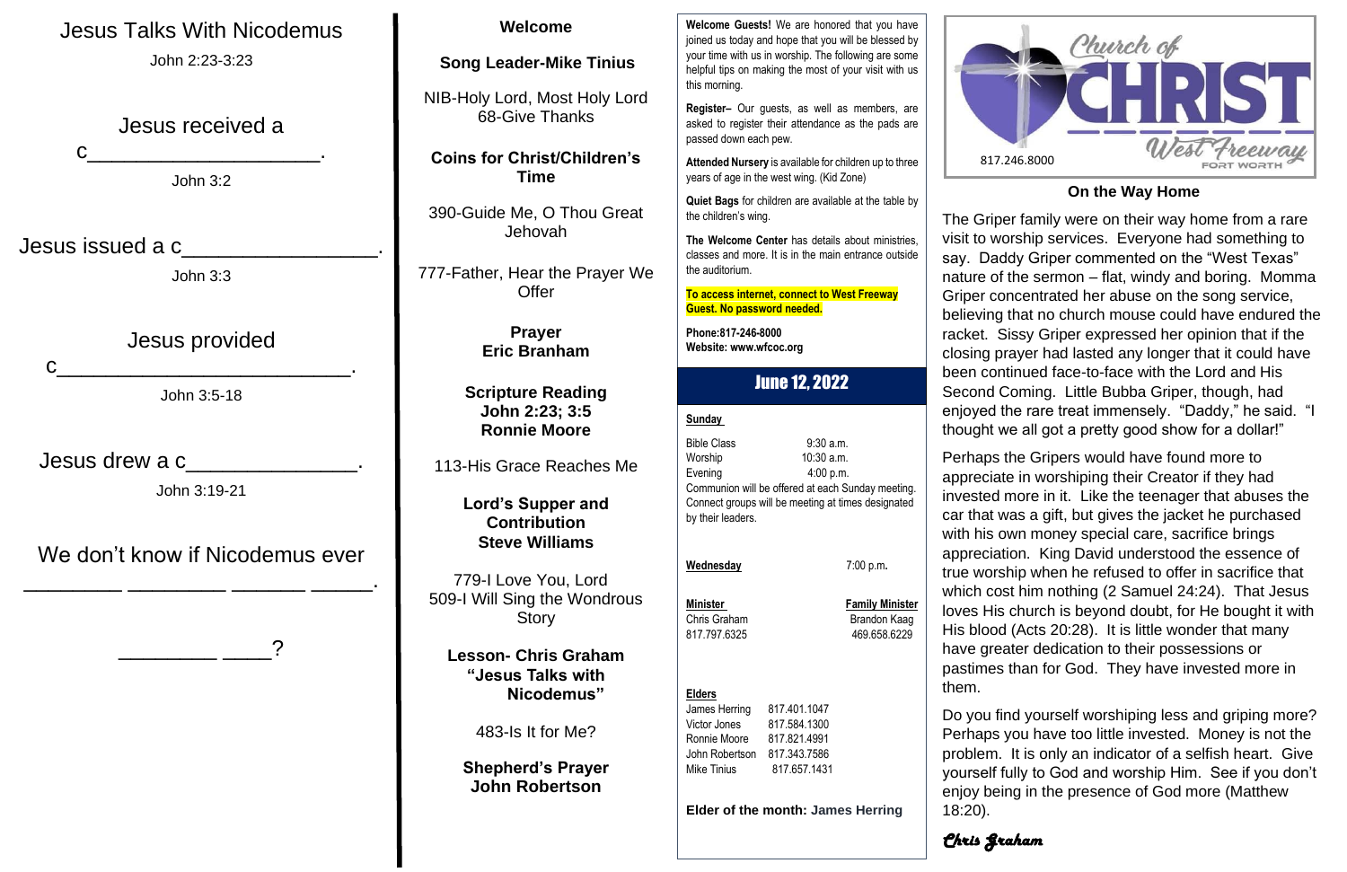# Jesus Talks With Nicodemus

John 2:23-3:23

Jesus received a c____________________.

John 3:2

Jesus issued a c________________.

John 3:3

Jesus provided c__________________________.

John 3:5-18

Jesus drew a c______________.

John 3:19-21

We don't know if Nicodemus ever ________ ________ ______ _____.

________ ____?

**Welcome**

**Song Leader-Mike Tinius**

NIB-Holy Lord, Most Holy Lord
68-Give Thanks

**Coins for Christ/Children's Time**

390-Guide Me, O Thou Great Jehovah

777-Father, Hear the Prayer We Offer

**Prayer**
**Eric Branham**

**Scripture Reading**
**John 2:23; 3:5**
**Ronnie Moore**

113-His Grace Reaches Me

**Lord's Supper and Contribution**
**Steve Williams**

779-I Love You, Lord
509-I Will Sing the Wondrous Story

**Lesson- Chris Graham**
**"Jesus Talks with Nicodemus"**

483-Is It for Me?

**Shepherd's Prayer**
**John Robertson**

**Welcome Guests!** We are honored that you have joined us today and hope that you will be blessed by your time with us in worship. The following are some helpful tips on making the most of your visit with us this morning.

**Register–** Our guests, as well as members, are asked to register their attendance as the pads are passed down each pew.

**Attended Nursery** is available for children up to three years of age in the west wing. (Kid Zone)

**Quiet Bags** for children are available at the table by the children's wing.

**The Welcome Center** has details about ministries, classes and more. It is in the main entrance outside the auditorium.

**To access internet, connect to West Freeway Guest. No password needed.**

**Phone:817-246-8000**
**Website: www.wfcoc.org**

## June 12, 2022

**Sunday**

| | |
|---|---|
| Bible Class | 9:30 a.m. |
| Worship | 10:30 a.m. |
| Evening | 4:00 p.m. |

Communion will be offered at each Sunday meeting. Connect groups will be meeting at times designated by their leaders.

**Wednesday** 7:00 p.m.

| **Minister** | **Family Minister** |
|---|---|
| Chris Graham | Brandon Kaag |
| 817.797.6325 | 469.658.6229 |

**Elders**

| | |
|---|---|
| James Herring | 817.401.1047 |
| Victor Jones | 817.584.1300 |
| Ronnie Moore | 817.821.4991 |
| John Robertson | 817.343.7586 |
| Mike Tinius | 817.657.1431 |

**Elder of the month: James Herring**

Church of CHRIST West Freeway FORT WORTH
817.246.8000

**On the Way Home**

The Griper family were on their way home from a rare visit to worship services. Everyone had something to say. Daddy Griper commented on the "West Texas" nature of the sermon – flat, windy and boring. Momma Griper concentrated her abuse on the song service, believing that no church mouse could have endured the racket. Sissy Griper expressed her opinion that if the closing prayer had lasted any longer that it could have been continued face-to-face with the Lord and His Second Coming. Little Bubba Griper, though, had enjoyed the rare treat immensely. "Daddy," he said. "I thought we all got a pretty good show for a dollar!"

Perhaps the Gripers would have found more to appreciate in worshiping their Creator if they had invested more in it. Like the teenager that abuses the car that was a gift, but gives the jacket he purchased with his own money special care, sacrifice brings appreciation. King David understood the essence of true worship when he refused to offer in sacrifice that which cost him nothing (2 Samuel 24:24). That Jesus loves His church is beyond doubt, for He bought it with His blood (Acts 20:28). It is little wonder that many have greater dedication to their possessions or pastimes than for God. They have invested more in them.

Do you find yourself worshiping less and griping more? Perhaps you have too little invested. Money is not the problem. It is only an indicator of a selfish heart. Give yourself fully to God and worship Him. See if you don't enjoy being in the presence of God more (Matthew 18:20).

*Chris Graham*